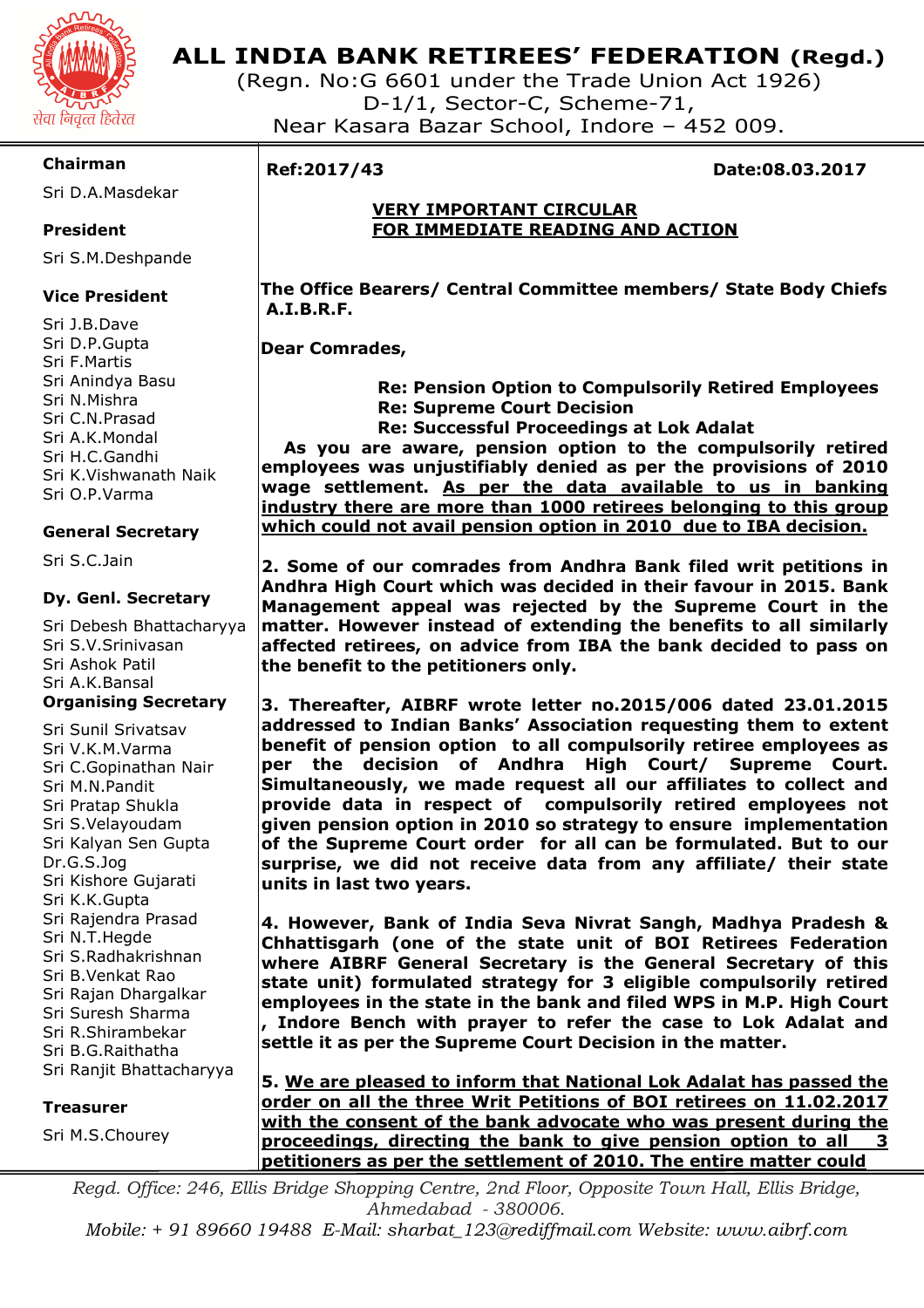# ALL INDIA BANK RETIREES' FEDERATION (Regd.)

(Regn. No:G 6601 under the Trade Union Act 1926)
D-1/1, Sector-C, Scheme-71,
Near Kasara Bazar School, Indore – 452 009.

सेवा निवृत्त हितरत

**Chairman**
Sri D.A.Masdekar

**President**
Sri S.M.Deshpande

**Vice President**
Sri J.B.Dave
Sri D.P.Gupta
Sri F.Martis
Sri Anindya Basu
Sri N.Mishra
Sri C.N.Prasad
Sri A.K.Mondal
Sri H.C.Gandhi
Sri K.Vishwanath Naik
Sri O.P.Varma

**General Secretary**
Sri S.C.Jain

**Dy. Genl. Secretary**
Sri Debesh Bhattacharyya
Sri S.V.Srinivasan
Sri Ashok Patil
Sri A.K.Bansal

**Organising Secretary**
Sri Sunil Srivatsav
Sri V.K.M.Varma
Sri C.Gopinathan Nair
Sri M.N.Pandit
Sri Pratap Shukla
Sri S.Velayoudam
Sri Kalyan Sen Gupta
Dr.G.S.Jog
Sri Kishore Gujarati
Sri K.K.Gupta
Sri Rajendra Prasad
Sri N.T.Hegde
Sri S.Radhakrishnan
Sri B.Venkat Rao
Sri Rajan Dhargalkar
Sri Suresh Sharma
Sri R.Shirambekar
Sri B.G.Raithatha
Sri Ranjit Bhattacharyya

**Treasurer**
Sri M.S.Chourey

**Ref:2017/43** **Date:08.03.2017**

**VERY IMPORTANT CIRCULAR**
**FOR IMMEDIATE READING AND ACTION**

**The Office Bearers/ Central Committee members/ State Body Chiefs A.I.B.R.F.**

**Dear Comrades,**

**Re: Pension Option to Compulsorily Retired Employees**
**Re: Supreme Court Decision**
**Re: Successful Proceedings at Lok Adalat**

**As you are aware, pension option to the compulsorily retired employees was unjustifiably denied as per the provisions of 2010 wage settlement. As per the data available to us in banking industry there are more than 1000 retirees belonging to this group which could not avail pension option in 2010 due to IBA decision.**

**2. Some of our comrades from Andhra Bank filed writ petitions in Andhra High Court which was decided in their favour in 2015. Bank Management appeal was rejected by the Supreme Court in the matter. However instead of extending the benefits to all similarly affected retirees, on advice from IBA the bank decided to pass on the benefit to the petitioners only.**

**3. Thereafter, AIBRF wrote letter no.2015/006 dated 23.01.2015 addressed to Indian Banks' Association requesting them to extent benefit of pension option to all compulsorily retiree employees as per the decision of Andhra High Court/ Supreme Court. Simultaneously, we made request all our affiliates to collect and provide data in respect of compulsorily retired employees not given pension option in 2010 so strategy to ensure implementation of the Supreme Court order for all can be formulated. But to our surprise, we did not receive data from any affiliate/ their state units in last two years.**

**4. However, Bank of India Seva Nivrat Sangh, Madhya Pradesh & Chhattisgarh (one of the state unit of BOI Retirees Federation where AIBRF General Secretary is the General Secretary of this state unit) formulated strategy for 3 eligible compulsorily retired employees in the state in the bank and filed WPS in M.P. High Court , Indore Bench with prayer to refer the case to Lok Adalat and settle it as per the Supreme Court Decision in the matter.**

**5. We are pleased to inform that National Lok Adalat has passed the order on all the three Writ Petitions of BOI retirees on 11.02.2017 with the consent of the bank advocate who was present during the proceedings, directing the bank to give pension option to all 3 petitioners as per the settlement of 2010. The entire matter could**

*Regd. Office: 246, Ellis Bridge Shopping Centre, 2nd Floor, Opposite Town Hall, Ellis Bridge, Ahmedabad - 380006.*
*Mobile: + 91 89660 19488 E-Mail: sharbat_123@rediffmail.com Website: www.aibrf.com*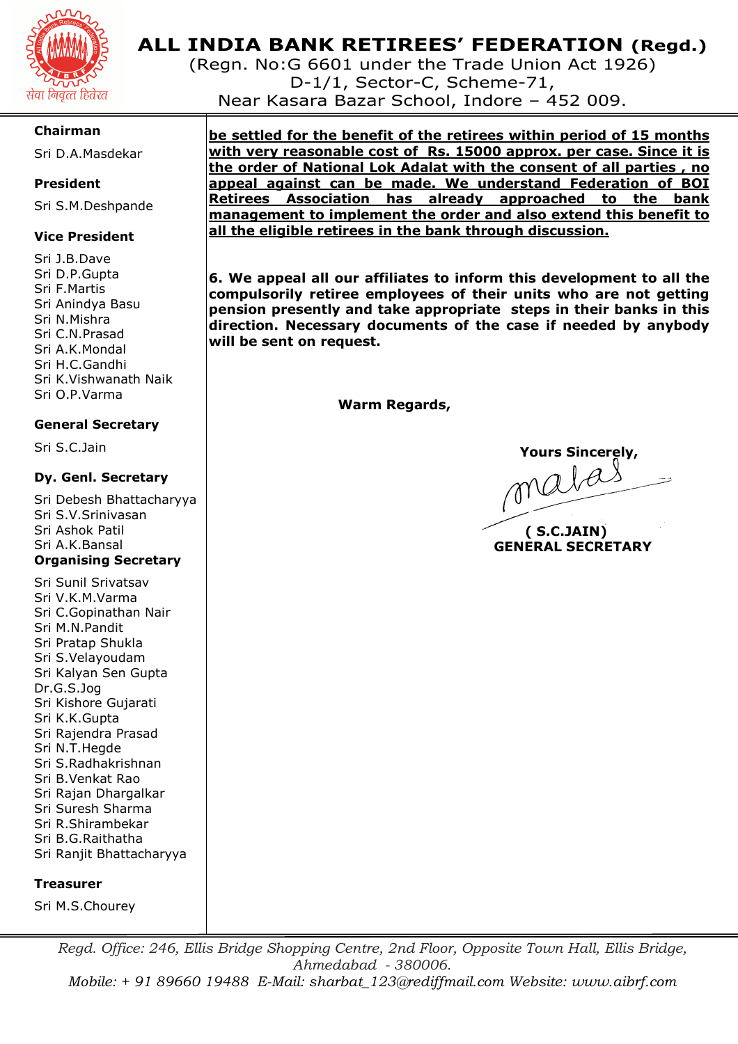# ALL INDIA BANK RETIREES' FEDERATION (Regd.)

(Regn. No:G 6601 under the Trade Union Act 1926)
D-1/1, Sector-C, Scheme-71,
Near Kasara Bazar School, Indore – 452 009.

**Chairman**

Sri D.A.Masdekar

**President**

Sri S.M.Deshpande

**Vice President**

Sri J.B.Dave
Sri D.P.Gupta
Sri F.Martis
Sri Anindya Basu
Sri N.Mishra
Sri C.N.Prasad
Sri A.K.Mondal
Sri H.C.Gandhi
Sri K.Vishwanath Naik
Sri O.P.Varma

**General Secretary**

Sri S.C.Jain

**Dy. Genl. Secretary**

Sri Debesh Bhattacharyya
Sri S.V.Srinivasan
Sri Ashok Patil
Sri A.K.Bansal

**Organising Secretary**

Sri Sunil Srivatsav
Sri V.K.M.Varma
Sri C.Gopinathan Nair
Sri M.N.Pandit
Sri Pratap Shukla
Sri S.Velayoudam
Sri Kalyan Sen Gupta
Dr.G.S.Jog
Sri Kishore Gujarati
Sri K.K.Gupta
Sri Rajendra Prasad
Sri N.T.Hegde
Sri S.Radhakrishnan
Sri B.Venkat Rao
Sri Rajan Dhargalkar
Sri Suresh Sharma
Sri R.Shirambekar
Sri B.G.Raithatha
Sri Ranjit Bhattacharyya

**Treasurer**

Sri M.S.Chourey

**be settled for the benefit of the retirees within period of 15 months with very reasonable cost of Rs. 15000 approx. per case. Since it is the order of National Lok Adalat with the consent of all parties , no appeal against can be made. We understand Federation of BOI Retirees Association has already approached to the bank management to implement the order and also extend this benefit to all the eligible retirees in the bank through discussion.**

**6. We appeal all our affiliates to inform this development to all the compulsorily retiree employees of their units who are not getting pension presently and take appropriate steps in their banks in this direction. Necessary documents of the case if needed by anybody will be sent on request.**

**Warm Regards,**

**Yours Sincerely,**

**( S.C.JAIN)**
**GENERAL SECRETARY**

*Regd. Office: 246, Ellis Bridge Shopping Centre, 2nd Floor, Opposite Town Hall, Ellis Bridge, Ahmedabad - 380006.*
*Mobile: + 91 89660 19488 E-Mail: sharbat_123@rediffmail.com Website: www.aibrf.com*